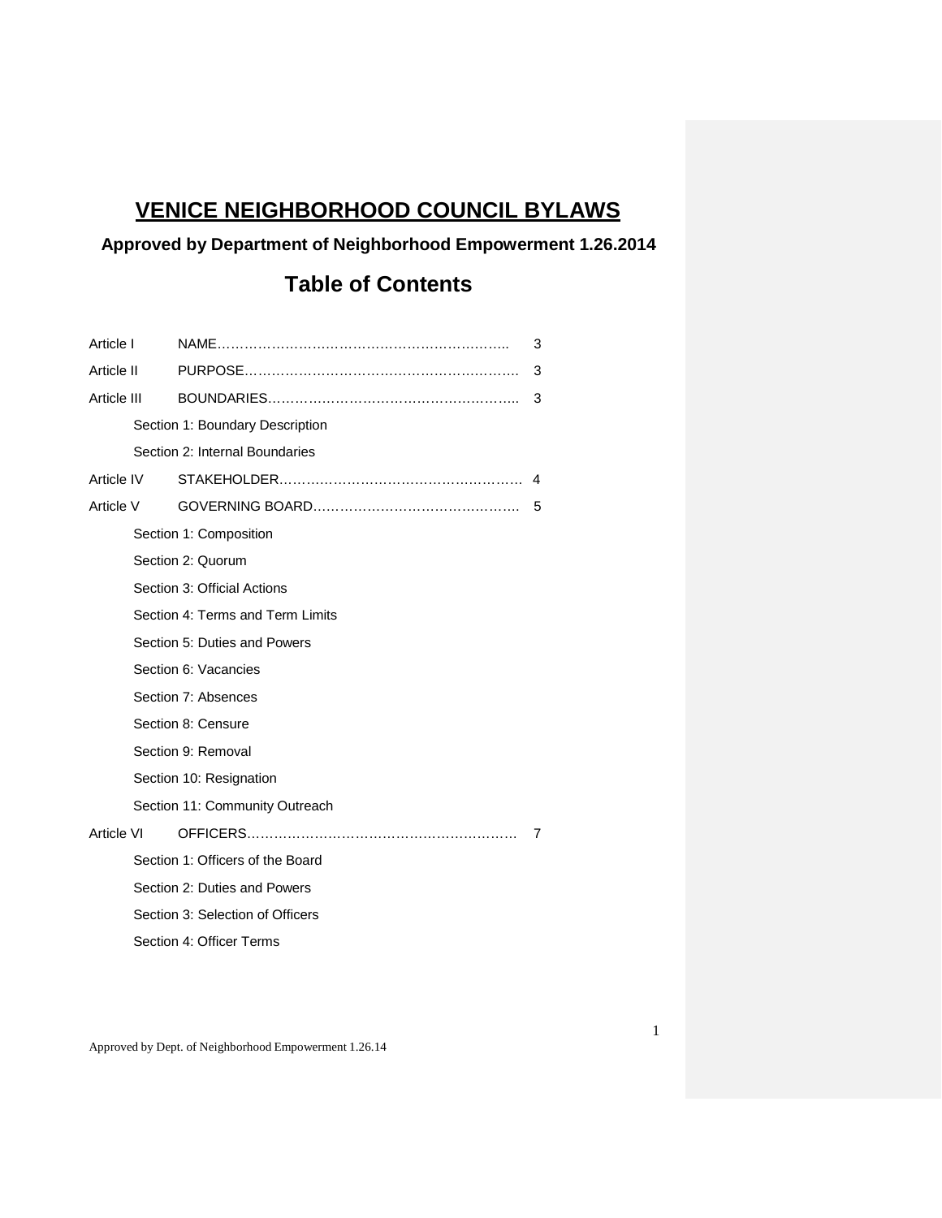# VENICE NEIGHBORHOOD COUNCIL BYLAWS

**Approved by Department of Neighborhood Empowerment 1.26.2014**

## Table of Contents

Article I NAME………………………………………………………….. 3

Article II PURPOSE…………………………………………………….. 3

Article III BOUNDARIES……………………………………………….. 3

- Section 1: Boundary Description
- Section 2: Internal Boundaries

Article IV STAKEHOLDER……………………………………………… 4

Article V GOVERNING BOARD……………………………………….. 5

- Section 1: Composition
- Section 2: Quorum
- Section 3: Official Actions
- Section 4: Terms and Term Limits
- Section 5: Duties and Powers
- Section 6: Vacancies
- Section 7: Absences
- Section 8: Censure
- Section 9: Removal
- Section 10: Resignation
- Section 11: Community Outreach

Article VI OFFICERS…………………………………………………… 7

- Section 1: Officers of the Board
- Section 2: Duties and Powers
- Section 3: Selection of Officers
- Section 4: Officer Terms

Approved by Dept. of Neighborhood Empowerment 1.26.14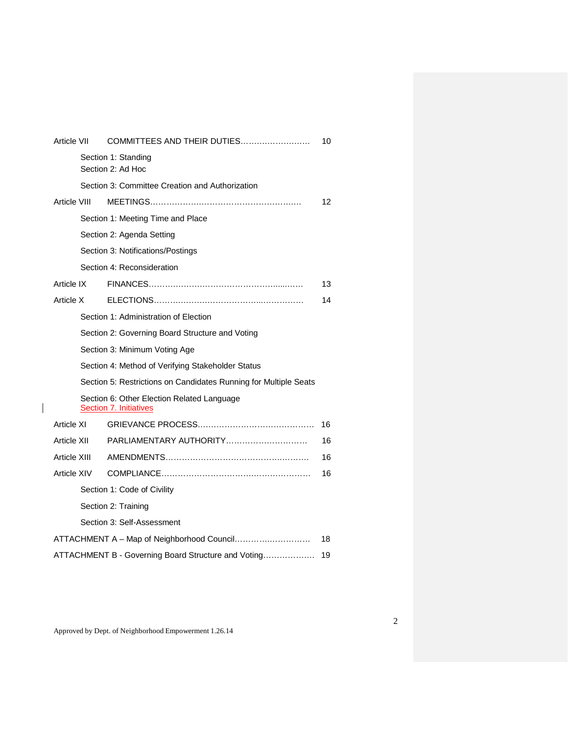| | | |
|---|---|---|
| Article VII | COMMITTEES AND THEIR DUTIES……………………… | 10 |
| | Section 1: Standing<br>Section 2: Ad Hoc | |
| | Section 3: Committee Creation and Authorization | |
| Article VIII | MEETINGS………………………………………………… | 12 |
| | Section 1: Meeting Time and Place | |
| | Section 2: Agenda Setting | |
| | Section 3: Notifications/Postings | |
| | Section 4: Reconsideration | |
| Article IX | FINANCES………………………………………………… | 13 |
| Article X | ELECTIONS……………………………………………… | 14 |
| | Section 1: Administration of Election | |
| | Section 2: Governing Board Structure and Voting | |
| | Section 3: Minimum Voting Age | |
| | Section 4: Method of Verifying Stakeholder Status | |
| | Section 5: Restrictions on Candidates Running for Multiple Seats | |
| | Section 6: Other Election Related Language<br>Section 7. Initiatives | |
| Article XI | GRIEVANCE PROCESS…………………………………… | 16 |
| Article XII | PARLIAMENTARY AUTHORITY………………………… | 16 |
| Article XIII | AMENDMENTS…………………………………………… | 16 |
| Article XIV | COMPLIANCE…………………………………………… | 16 |
| | Section 1: Code of Civility | |
| | Section 2: Training | |
| | Section 3: Self-Assessment | |
| ATTACHMENT A – Map of Neighborhood Council……………………… | | 18 |
| ATTACHMENT B - Governing Board Structure and Voting……………… | | 19 |

Approved by Dept. of Neighborhood Empowerment 1.26.14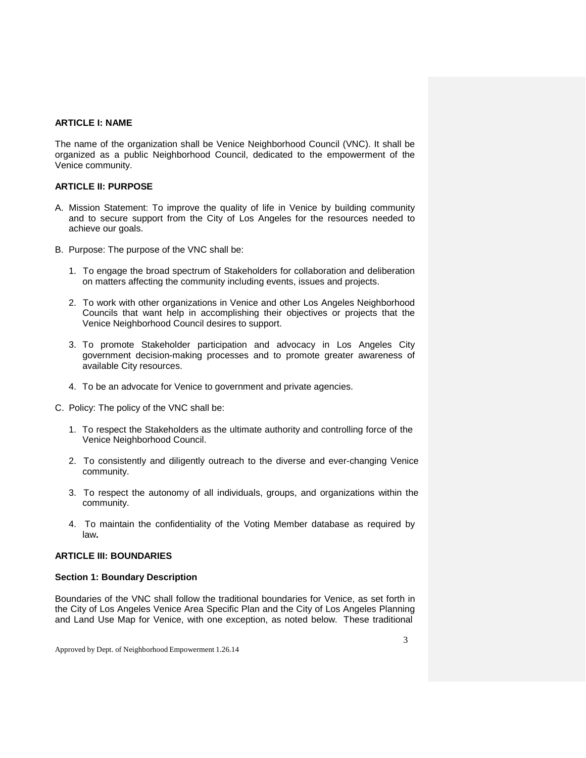**ARTICLE I: NAME**

The name of the organization shall be Venice Neighborhood Council (VNC). It shall be organized as a public Neighborhood Council, dedicated to the empowerment of the Venice community.

**ARTICLE II: PURPOSE**

A. Mission Statement: To improve the quality of life in Venice by building community and to secure support from the City of Los Angeles for the resources needed to achieve our goals.

B. Purpose: The purpose of the VNC shall be:

   1. To engage the broad spectrum of Stakeholders for collaboration and deliberation on matters affecting the community including events, issues and projects.

   2. To work with other organizations in Venice and other Los Angeles Neighborhood Councils that want help in accomplishing their objectives or projects that the Venice Neighborhood Council desires to support.

   3. To promote Stakeholder participation and advocacy in Los Angeles City government decision-making processes and to promote greater awareness of available City resources.

   4. To be an advocate for Venice to government and private agencies.

C. Policy: The policy of the VNC shall be:

   1. To respect the Stakeholders as the ultimate authority and controlling force of the Venice Neighborhood Council.

   2. To consistently and diligently outreach to the diverse and ever-changing Venice community.

   3. To respect the autonomy of all individuals, groups, and organizations within the community.

   4. To maintain the confidentiality of the Voting Member database as required by law**.**

**ARTICLE III: BOUNDARIES**

**Section 1: Boundary Description**

Boundaries of the VNC shall follow the traditional boundaries for Venice, as set forth in the City of Los Angeles Venice Area Specific Plan and the City of Los Angeles Planning and Land Use Map for Venice, with one exception, as noted below. These traditional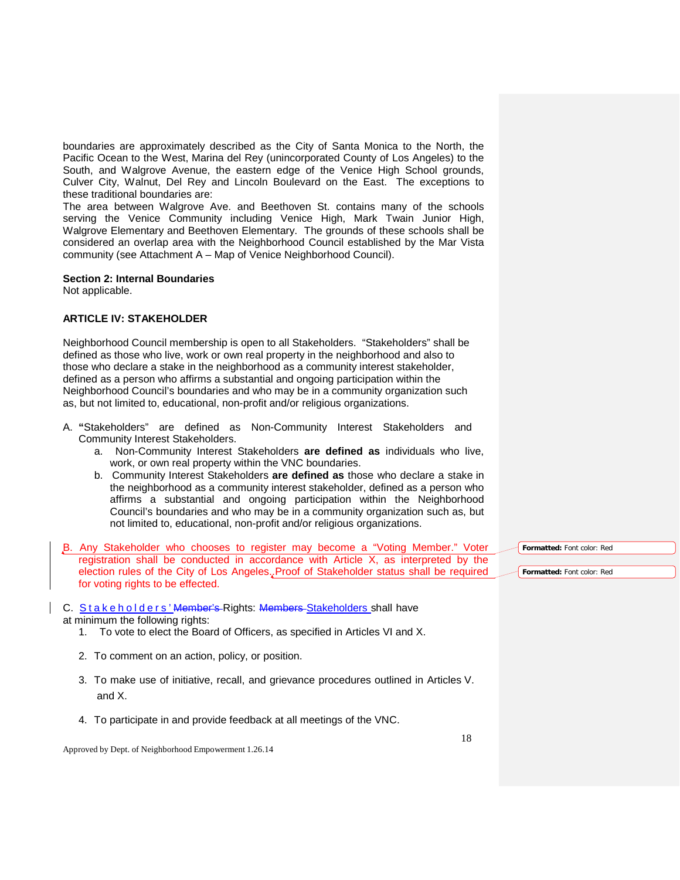boundaries are approximately described as the City of Santa Monica to the North, the Pacific Ocean to the West, Marina del Rey (unincorporated County of Los Angeles) to the South, and Walgrove Avenue, the eastern edge of the Venice High School grounds, Culver City, Walnut, Del Rey and Lincoln Boulevard on the East. The exceptions to these traditional boundaries are:

The area between Walgrove Ave. and Beethoven St. contains many of the schools serving the Venice Community including Venice High, Mark Twain Junior High, Walgrove Elementary and Beethoven Elementary. The grounds of these schools shall be considered an overlap area with the Neighborhood Council established by the Mar Vista community (see Attachment A – Map of Venice Neighborhood Council).

**Section 2: Internal Boundaries**
Not applicable.

### ARTICLE IV: STAKEHOLDER

Neighborhood Council membership is open to all Stakeholders. "Stakeholders" shall be defined as those who live, work or own real property in the neighborhood and also to those who declare a stake in the neighborhood as a community interest stakeholder, defined as a person who affirms a substantial and ongoing participation within the Neighborhood Council's boundaries and who may be in a community organization such as, but not limited to, educational, non-profit and/or religious organizations.

A. **"**Stakeholders" are defined as Non-Community Interest Stakeholders and Community Interest Stakeholders.
   a. Non-Community Interest Stakeholders **are defined as** individuals who live, work, or own real property within the VNC boundaries.
   b. Community Interest Stakeholders **are defined as** those who declare a stake in the neighborhood as a community interest stakeholder, defined as a person who affirms a substantial and ongoing participation within the Neighborhood Council's boundaries and who may be in a community organization such as, but not limited to, educational, non-profit and/or religious organizations.

B. Any Stakeholder who chooses to register may become a "Voting Member." Voter registration shall be conducted in accordance with Article X, as interpreted by the election rules of the City of Los Angeles. Proof of Stakeholder status shall be required for voting rights to be effected.

C. Stakeholders' ~~Member's~~ Rights: ~~Members~~ Stakeholders shall have at minimum the following rights:
   1. To vote to elect the Board of Officers, as specified in Articles VI and X.
   2. To comment on an action, policy, or position.
   3. To make use of initiative, recall, and grievance procedures outlined in Articles V. and X.
   4. To participate in and provide feedback at all meetings of the VNC.

Approved by Dept. of Neighborhood Empowerment 1.26.14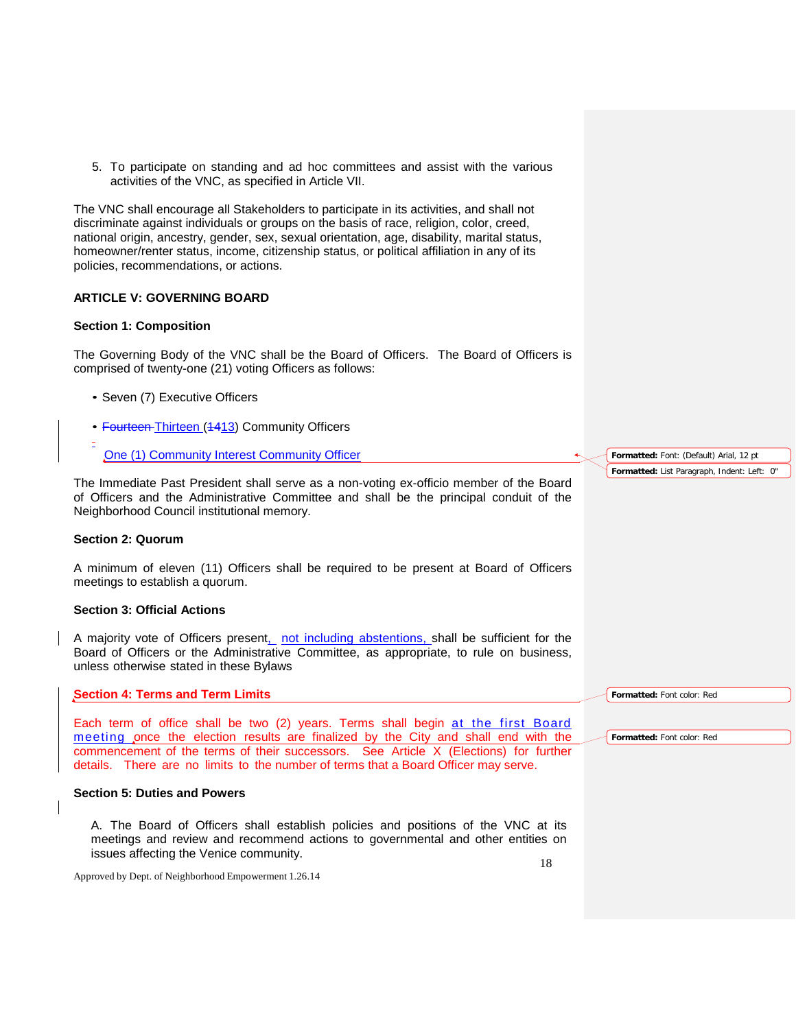5. To participate on standing and ad hoc committees and assist with the various activities of the VNC, as specified in Article VII.

The VNC shall encourage all Stakeholders to participate in its activities, and shall not discriminate against individuals or groups on the basis of race, religion, color, creed, national origin, ancestry, gender, sex, sexual orientation, age, disability, marital status, homeowner/renter status, income, citizenship status, or political affiliation in any of its policies, recommendations, or actions.

## ARTICLE V: GOVERNING BOARD

### Section 1: Composition

The Governing Body of the VNC shall be the Board of Officers. The Board of Officers is comprised of twenty-one (21) voting Officers as follows:

- Seven (7) Executive Officers
- ~~Fourteen~~ Thirteen (~~14~~13) Community Officers
- One (1) Community Interest Community Officer

The Immediate Past President shall serve as a non-voting ex-officio member of the Board of Officers and the Administrative Committee and shall be the principal conduit of the Neighborhood Council institutional memory.

### Section 2: Quorum

A minimum of eleven (11) Officers shall be required to be present at Board of Officers meetings to establish a quorum.

### Section 3: Official Actions

A majority vote of Officers present, not including abstentions, shall be sufficient for the Board of Officers or the Administrative Committee, as appropriate, to rule on business, unless otherwise stated in these Bylaws

### Section 4: Terms and Term Limits

Each term of office shall be two (2) years. Terms shall begin at the first Board meeting once the election results are finalized by the City and shall end with the commencement of the terms of their successors. See Article X (Elections) for further details. There are no limits to the number of terms that a Board Officer may serve.

### Section 5: Duties and Powers

A. The Board of Officers shall establish policies and positions of the VNC at its meetings and review and recommend actions to governmental and other entities on issues affecting the Venice community.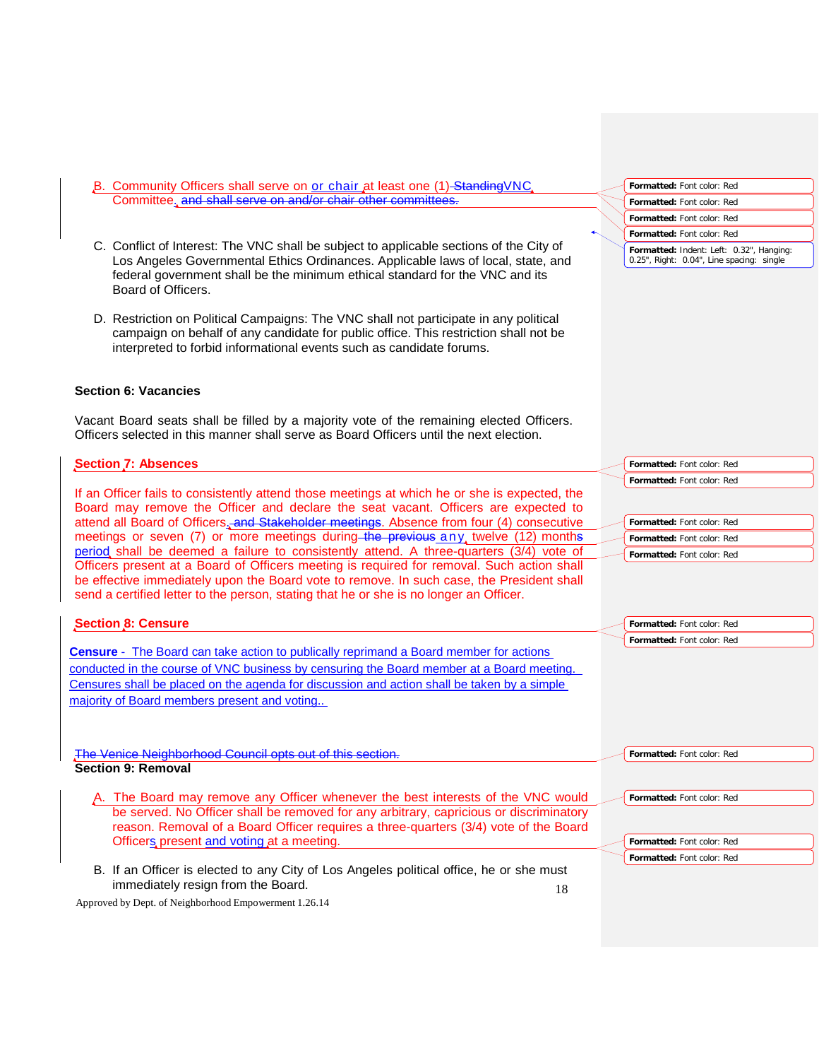B. Community Officers shall serve on or chair at least one (1) StandingVNC Committee, and shall serve on and/or chair other committees.

C. Conflict of Interest: The VNC shall be subject to applicable sections of the City of Los Angeles Governmental Ethics Ordinances. Applicable laws of local, state, and federal government shall be the minimum ethical standard for the VNC and its Board of Officers.

D. Restriction on Political Campaigns: The VNC shall not participate in any political campaign on behalf of any candidate for public office. This restriction shall not be interpreted to forbid informational events such as candidate forums.

**Section 6: Vacancies**

Vacant Board seats shall be filled by a majority vote of the remaining elected Officers. Officers selected in this manner shall serve as Board Officers until the next election.

**Section 7: Absences**

If an Officer fails to consistently attend those meetings at which he or she is expected, the Board may remove the Officer and declare the seat vacant. Officers are expected to attend all Board of Officers, and Stakeholder meetings. Absence from four (4) consecutive meetings or seven (7) or more meetings during the previous any twelve (12) months period shall be deemed a failure to consistently attend. A three-quarters (3/4) vote of Officers present at a Board of Officers meeting is required for removal. Such action shall be effective immediately upon the Board vote to remove. In such case, the President shall send a certified letter to the person, stating that he or she is no longer an Officer.

**Section 8: Censure**

**Censure** - The Board can take action to publically reprimand a Board member for actions conducted in the course of VNC business by censuring the Board member at a Board meeting. Censures shall be placed on the agenda for discussion and action shall be taken by a simple majority of Board members present and voting..

The Venice Neighborhood Council opts out of this section.

**Section 9: Removal**

A. The Board may remove any Officer whenever the best interests of the VNC would be served. No Officer shall be removed for any arbitrary, capricious or discriminatory reason. Removal of a Board Officer requires a three-quarters (3/4) vote of the Board Officers present and voting at a meeting.

B. If an Officer is elected to any City of Los Angeles political office, he or she must immediately resign from the Board.

Approved by Dept. of Neighborhood Empowerment 1.26.14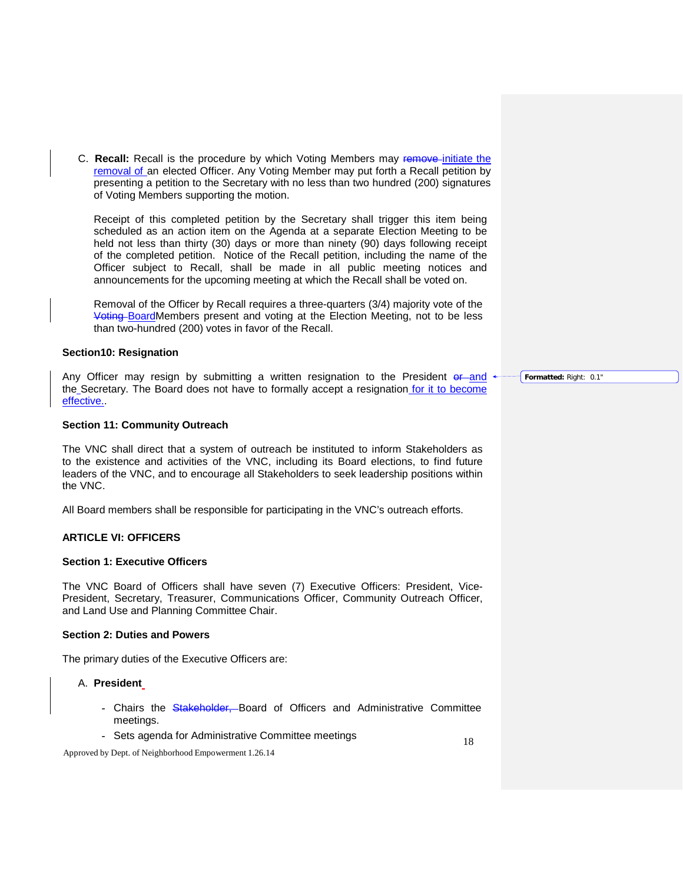C. **Recall:** Recall is the procedure by which Voting Members may ~~remove~~ initiate the removal of an elected Officer. Any Voting Member may put forth a Recall petition by presenting a petition to the Secretary with no less than two hundred (200) signatures of Voting Members supporting the motion.

   Receipt of this completed petition by the Secretary shall trigger this item being scheduled as an action item on the Agenda at a separate Election Meeting to be held not less than thirty (30) days or more than ninety (90) days following receipt of the completed petition. Notice of the Recall petition, including the name of the Officer subject to Recall, shall be made in all public meeting notices and announcements for the upcoming meeting at which the Recall shall be voted on.

   Removal of the Officer by Recall requires a three-quarters (3/4) majority vote of the ~~Voting~~ BoardMembers present and voting at the Election Meeting, not to be less than two-hundred (200) votes in favor of the Recall.

**Section10: Resignation**

Any Officer may resign by submitting a written resignation to the President ~~or~~ and the Secretary. The Board does not have to formally accept a resignation for it to become effective..

**Section 11: Community Outreach**

The VNC shall direct that a system of outreach be instituted to inform Stakeholders as to the existence and activities of the VNC, including its Board elections, to find future leaders of the VNC, and to encourage all Stakeholders to seek leadership positions within the VNC.

All Board members shall be responsible for participating in the VNC's outreach efforts.

## ARTICLE VI: OFFICERS

**Section 1: Executive Officers**

The VNC Board of Officers shall have seven (7) Executive Officers: President, Vice-President, Secretary, Treasurer, Communications Officer, Community Outreach Officer, and Land Use and Planning Committee Chair.

**Section 2: Duties and Powers**

The primary duties of the Executive Officers are:

A. **President**

   - Chairs the ~~Stakeholder,~~ Board of Officers and Administrative Committee meetings.
   - Sets agenda for Administrative Committee meetings

Approved by Dept. of Neighborhood Empowerment 1.26.14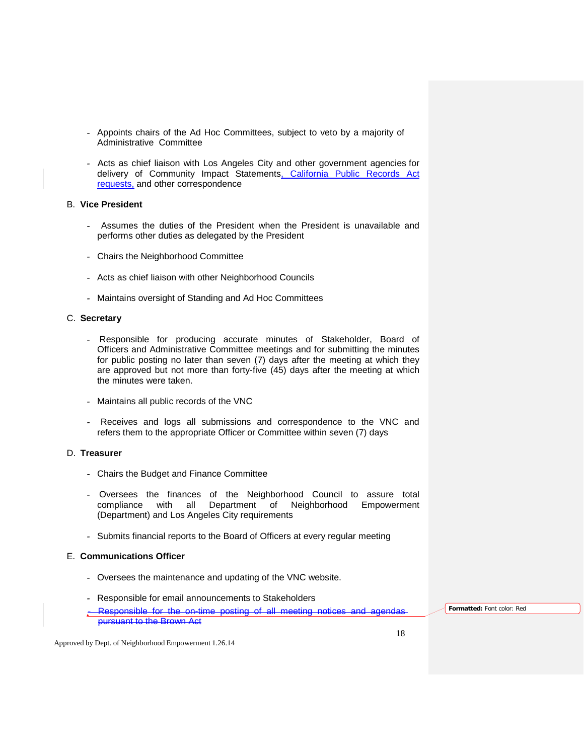- Appoints chairs of the Ad Hoc Committees, subject to veto by a majority of Administrative Committee

- Acts as chief liaison with Los Angeles City and other government agencies for delivery of Community Impact Statements, California Public Records Act requests, and other correspondence

B. **Vice President**

- Assumes the duties of the President when the President is unavailable and performs other duties as delegated by the President

- Chairs the Neighborhood Committee

- Acts as chief liaison with other Neighborhood Councils

- Maintains oversight of Standing and Ad Hoc Committees

C. **Secretary**

- Responsible for producing accurate minutes of Stakeholder, Board of Officers and Administrative Committee meetings and for submitting the minutes for public posting no later than seven (7) days after the meeting at which they are approved but not more than forty-five (45) days after the meeting at which the minutes were taken.

- Maintains all public records of the VNC

- Receives and logs all submissions and correspondence to the VNC and refers them to the appropriate Officer or Committee within seven (7) days

D. **Treasurer**

- Chairs the Budget and Finance Committee

- Oversees the finances of the Neighborhood Council to assure total compliance with all Department of Neighborhood Empowerment (Department) and Los Angeles City requirements

- Submits financial reports to the Board of Officers at every regular meeting

E. **Communications Officer**

- Oversees the maintenance and updating of the VNC website.

- Responsible for email announcements to Stakeholders

- ~~Responsible for the on-time posting of all meeting notices and agendas pursuant to the Brown Act~~

Approved by Dept. of Neighborhood Empowerment 1.26.14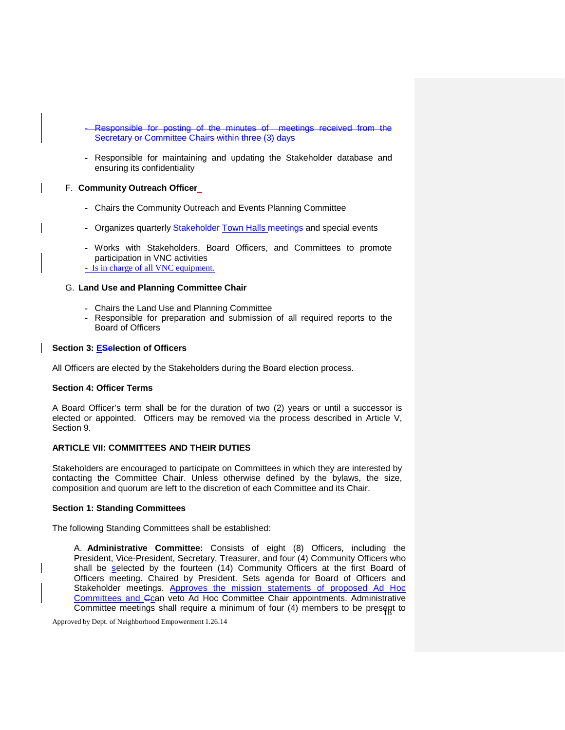- ~~Responsible for posting of the minutes of meetings received from the Secretary or Committee Chairs within three (3) days~~

- Responsible for maintaining and updating the Stakeholder database and ensuring its confidentiality

F. **Community Outreach Officer**

- Chairs the Community Outreach and Events Planning Committee

- Organizes quarterly ~~Stakeholder~~ Town Halls ~~meetings~~ and special events

- Works with Stakeholders, Board Officers, and Committees to promote participation in VNC activities
- Is in charge of all VNC equipment.

G. **Land Use and Planning Committee Chair**

- Chairs the Land Use and Planning Committee
- Responsible for preparation and submission of all required reports to the Board of Officers

**Section 3: E~~S~~election of Officers**

All Officers are elected by the Stakeholders during the Board election process.

**Section 4: Officer Terms**

A Board Officer's term shall be for the duration of two (2) years or until a successor is elected or appointed. Officers may be removed via the process described in Article V, Section 9.

**ARTICLE VII: COMMITTEES AND THEIR DUTIES**

Stakeholders are encouraged to participate on Committees in which they are interested by contacting the Committee Chair. Unless otherwise defined by the bylaws, the size, composition and quorum are left to the discretion of each Committee and its Chair.

**Section 1: Standing Committees**

The following Standing Committees shall be established:

A. **Administrative Committee:** Consists of eight (8) Officers, including the President, Vice-President, Secretary, Treasurer, and four (4) Community Officers who shall be selected by the fourteen (14) Community Officers at the first Board of Officers meeting. Chaired by President. Sets agenda for Board of Officers and Stakeholder meetings. Approves the mission statements of proposed Ad Hoc Committees and ~~C~~can veto Ad Hoc Committee Chair appointments. Administrative Committee meetings shall require a minimum of four (4) members to be present to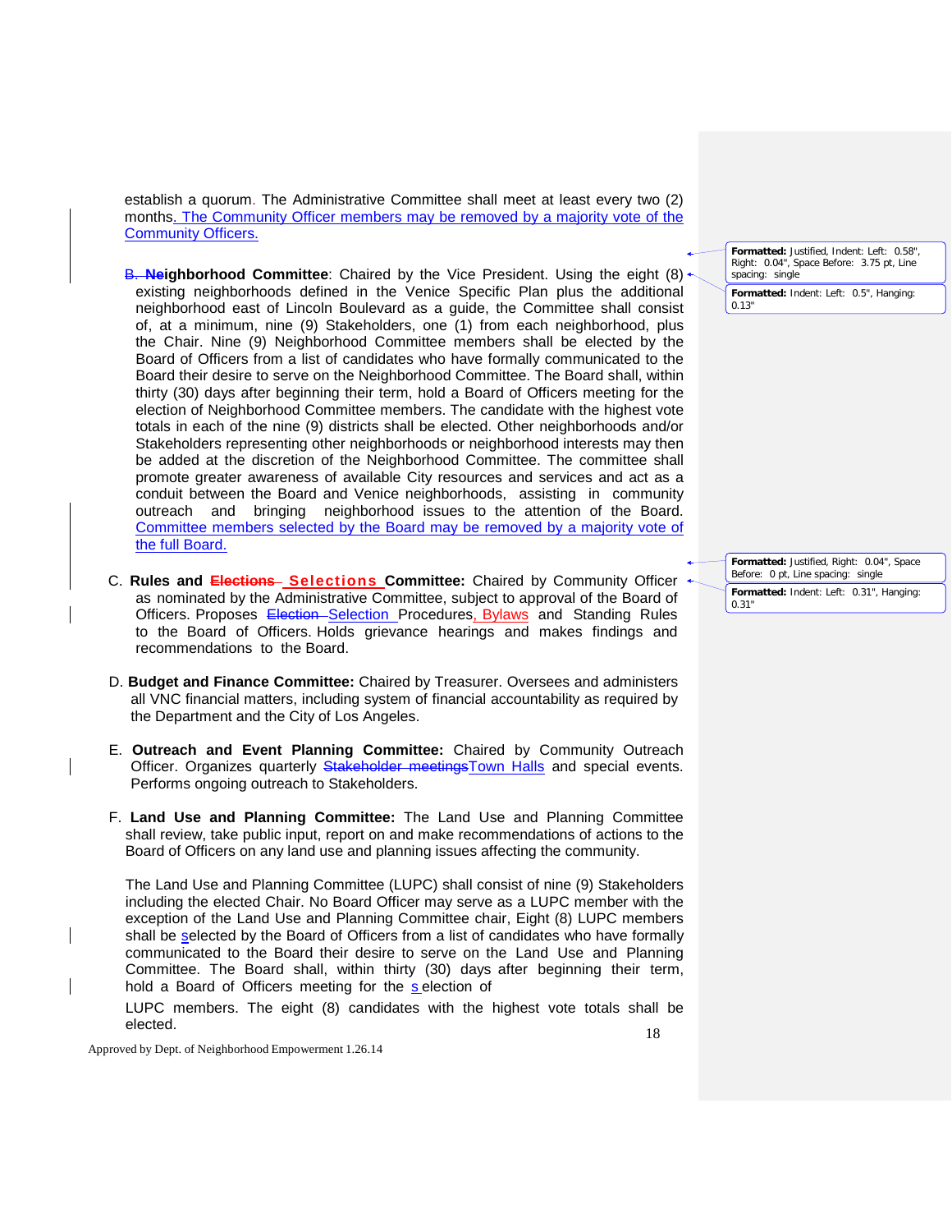establish a quorum. The Administrative Committee shall meet at least every two (2) months. The Community Officer members may be removed by a majority vote of the Community Officers.

B. **Neighborhood Committee**: Chaired by the Vice President. Using the eight (8) existing neighborhoods defined in the Venice Specific Plan plus the additional neighborhood east of Lincoln Boulevard as a guide, the Committee shall consist of, at a minimum, nine (9) Stakeholders, one (1) from each neighborhood, plus the Chair. Nine (9) Neighborhood Committee members shall be elected by the Board of Officers from a list of candidates who have formally communicated to the Board their desire to serve on the Neighborhood Committee. The Board shall, within thirty (30) days after beginning their term, hold a Board of Officers meeting for the election of Neighborhood Committee members. The candidate with the highest vote totals in each of the nine (9) districts shall be elected. Other neighborhoods and/or Stakeholders representing other neighborhoods or neighborhood interests may then be added at the discretion of the Neighborhood Committee. The committee shall promote greater awareness of available City resources and services and act as a conduit between the Board and Venice neighborhoods, assisting in community outreach and bringing neighborhood issues to the attention of the Board. Committee members selected by the Board may be removed by a majority vote of the full Board.

C. **Rules and Selections Committee:** Chaired by Community Officer as nominated by the Administrative Committee, subject to approval of the Board of Officers. Proposes Selection Procedures, Bylaws and Standing Rules to the Board of Officers. Holds grievance hearings and makes findings and recommendations to the Board.

D. **Budget and Finance Committee:** Chaired by Treasurer. Oversees and administers all VNC financial matters, including system of financial accountability as required by the Department and the City of Los Angeles.

E. **Outreach and Event Planning Committee:** Chaired by Community Outreach Officer. Organizes quarterly Town Halls and special events. Performs ongoing outreach to Stakeholders.

F. **Land Use and Planning Committee:** The Land Use and Planning Committee shall review, take public input, report on and make recommendations of actions to the Board of Officers on any land use and planning issues affecting the community.

The Land Use and Planning Committee (LUPC) shall consist of nine (9) Stakeholders including the elected Chair. No Board Officer may serve as a LUPC member with the exception of the Land Use and Planning Committee chair, Eight (8) LUPC members shall be selected by the Board of Officers from a list of candidates who have formally communicated to the Board their desire to serve on the Land Use and Planning Committee. The Board shall, within thirty (30) days after beginning their term, hold a Board of Officers meeting for the selection of LUPC members. The eight (8) candidates with the highest vote totals shall be elected.

Approved by Dept. of Neighborhood Empowerment 1.26.14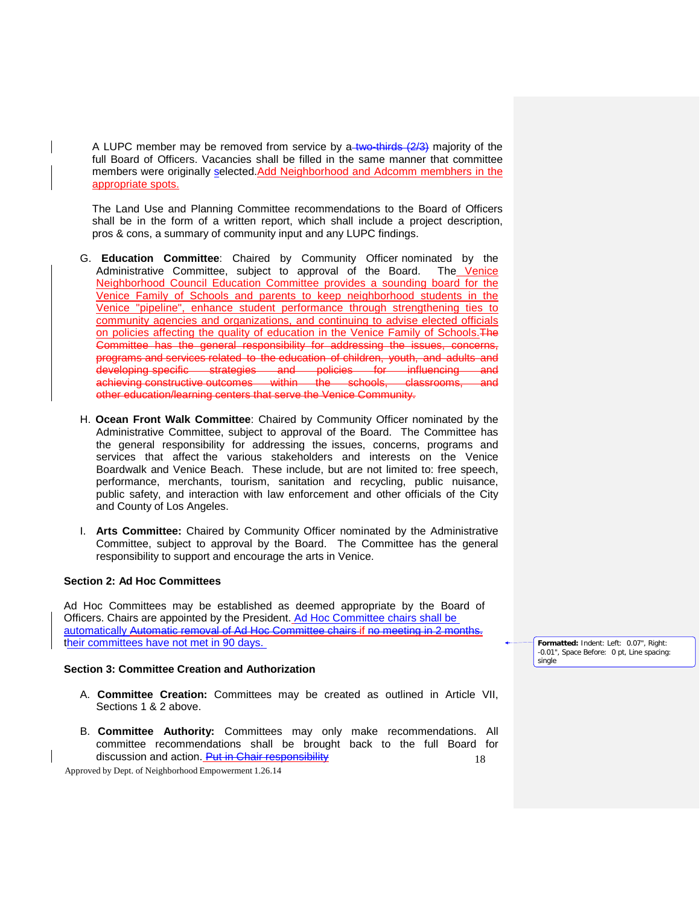A LUPC member may be removed from service by a two-thirds (2/3) majority of the full Board of Officers. Vacancies shall be filled in the same manner that committee members were originally selected. Add Neighborhood and Adcomm membhers in the appropriate spots.

The Land Use and Planning Committee recommendations to the Board of Officers shall be in the form of a written report, which shall include a project description, pros & cons, a summary of community input and any LUPC findings.

G. **Education Committee**: Chaired by Community Officer nominated by the Administrative Committee, subject to approval of the Board. The Venice Neighborhood Council Education Committee provides a sounding board for the Venice Family of Schools and parents to keep neighborhood students in the Venice "pipeline", enhance student performance through strengthening ties to community agencies and organizations, and continuing to advise elected officials on policies affecting the quality of education in the Venice Family of Schools. ~~The Committee has the general responsibility for addressing the issues, concerns, programs and services related to the education of children, youth, and adults and developing specific strategies and policies for influencing and achieving constructive outcomes within the schools, classrooms, and other education/learning centers that serve the Venice Community.~~

H. **Ocean Front Walk Committee**: Chaired by Community Officer nominated by the Administrative Committee, subject to approval of the Board. The Committee has the general responsibility for addressing the issues, concerns, programs and services that affect the various stakeholders and interests on the Venice Boardwalk and Venice Beach. These include, but are not limited to: free speech, performance, merchants, tourism, sanitation and recycling, public nuisance, public safety, and interaction with law enforcement and other officials of the City and County of Los Angeles.

I. **Arts Committee:** Chaired by Community Officer nominated by the Administrative Committee, subject to approval by the Board. The Committee has the general responsibility to support and encourage the arts in Venice.

**Section 2: Ad Hoc Committees**

Ad Hoc Committees may be established as deemed appropriate by the Board of Officers. Chairs are appointed by the President. Ad Hoc Committee chairs shall be automatically ~~Automatic removal of Ad Hoc Committee chairs~~ if ~~no meeting in 2 months.~~ their committees have not met in 90 days.

**Section 3: Committee Creation and Authorization**

A. **Committee Creation:** Committees may be created as outlined in Article VII, Sections 1 & 2 above.

B. **Committee Authority:** Committees may only make recommendations. All committee recommendations shall be brought back to the full Board for discussion and action. ~~Put in Chair responsibility~~

Approved by Dept. of Neighborhood Empowerment 1.26.14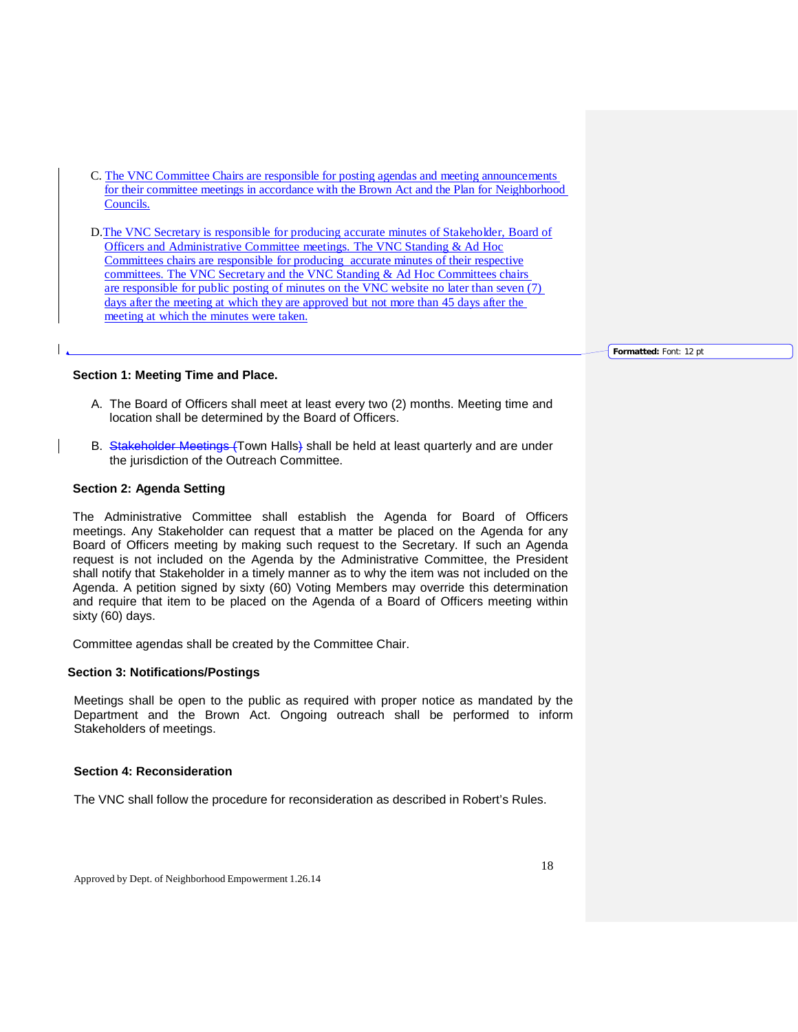C. The VNC Committee Chairs are responsible for posting agendas and meeting announcements for their committee meetings in accordance with the Brown Act and the Plan for Neighborhood Councils.

D. The VNC Secretary is responsible for producing accurate minutes of Stakeholder, Board of Officers and Administrative Committee meetings. The VNC Standing & Ad Hoc Committees chairs are responsible for producing accurate minutes of their respective committees. The VNC Secretary and the VNC Standing & Ad Hoc Committees chairs are responsible for public posting of minutes on the VNC website no later than seven (7) days after the meeting at which they are approved but not more than 45 days after the meeting at which the minutes were taken.

### Section 1: Meeting Time and Place.

A. The Board of Officers shall meet at least every two (2) months. Meeting time and location shall be determined by the Board of Officers.

B. ~~Stakeholder Meetings (~~Town Halls~~)~~ shall be held at least quarterly and are under the jurisdiction of the Outreach Committee.

### Section 2: Agenda Setting

The Administrative Committee shall establish the Agenda for Board of Officers meetings. Any Stakeholder can request that a matter be placed on the Agenda for any Board of Officers meeting by making such request to the Secretary. If such an Agenda request is not included on the Agenda by the Administrative Committee, the President shall notify that Stakeholder in a timely manner as to why the item was not included on the Agenda. A petition signed by sixty (60) Voting Members may override this determination and require that item to be placed on the Agenda of a Board of Officers meeting within sixty (60) days.

Committee agendas shall be created by the Committee Chair.

### Section 3: Notifications/Postings

Meetings shall be open to the public as required with proper notice as mandated by the Department and the Brown Act. Ongoing outreach shall be performed to inform Stakeholders of meetings.

### Section 4: Reconsideration

The VNC shall follow the procedure for reconsideration as described in Robert's Rules.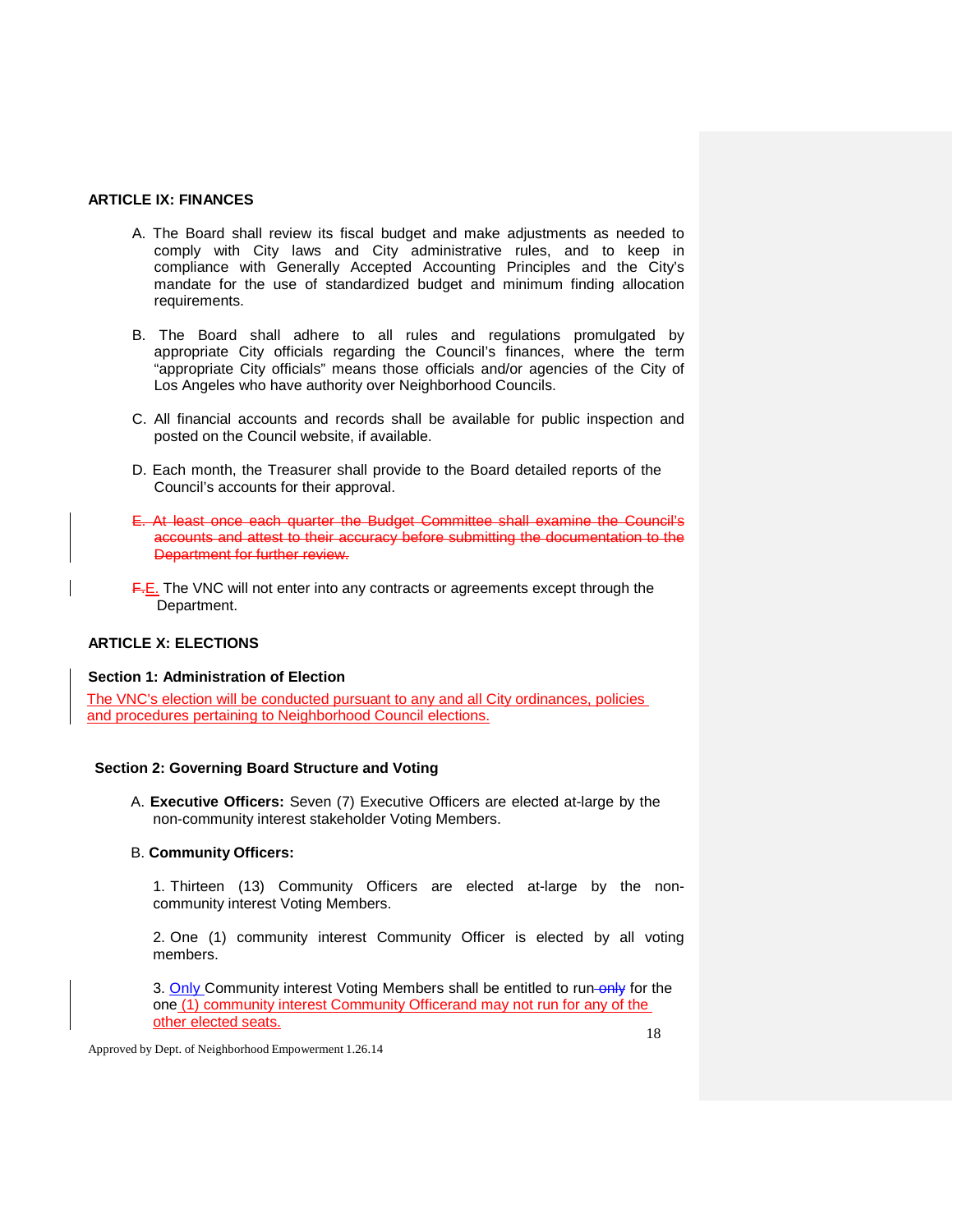## ARTICLE IX: FINANCES

A. The Board shall review its fiscal budget and make adjustments as needed to comply with City laws and City administrative rules, and to keep in compliance with Generally Accepted Accounting Principles and the City's mandate for the use of standardized budget and minimum finding allocation requirements.

B. The Board shall adhere to all rules and regulations promulgated by appropriate City officials regarding the Council's finances, where the term "appropriate City officials" means those officials and/or agencies of the City of Los Angeles who have authority over Neighborhood Councils.

C. All financial accounts and records shall be available for public inspection and posted on the Council website, if available.

D. Each month, the Treasurer shall provide to the Board detailed reports of the Council's accounts for their approval.

~~E. At least once each quarter the Budget Committee shall examine the Council's accounts and attest to their accuracy before submitting the documentation to the Department for further review.~~

~~F.~~E. The VNC will not enter into any contracts or agreements except through the Department.

## ARTICLE X: ELECTIONS

### Section 1: Administration of Election

The VNC's election will be conducted pursuant to any and all City ordinances, policies and procedures pertaining to Neighborhood Council elections.

### Section 2: Governing Board Structure and Voting

A. **Executive Officers:** Seven (7) Executive Officers are elected at-large by the non-community interest stakeholder Voting Members.

B. **Community Officers:**

1. Thirteen (13) Community Officers are elected at-large by the non-community interest Voting Members.

2. One (1) community interest Community Officer is elected by all voting members.

3. Only Community interest Voting Members shall be entitled to run ~~only~~ for the one (1) community interest Community Officerand may not run for any of the other elected seats.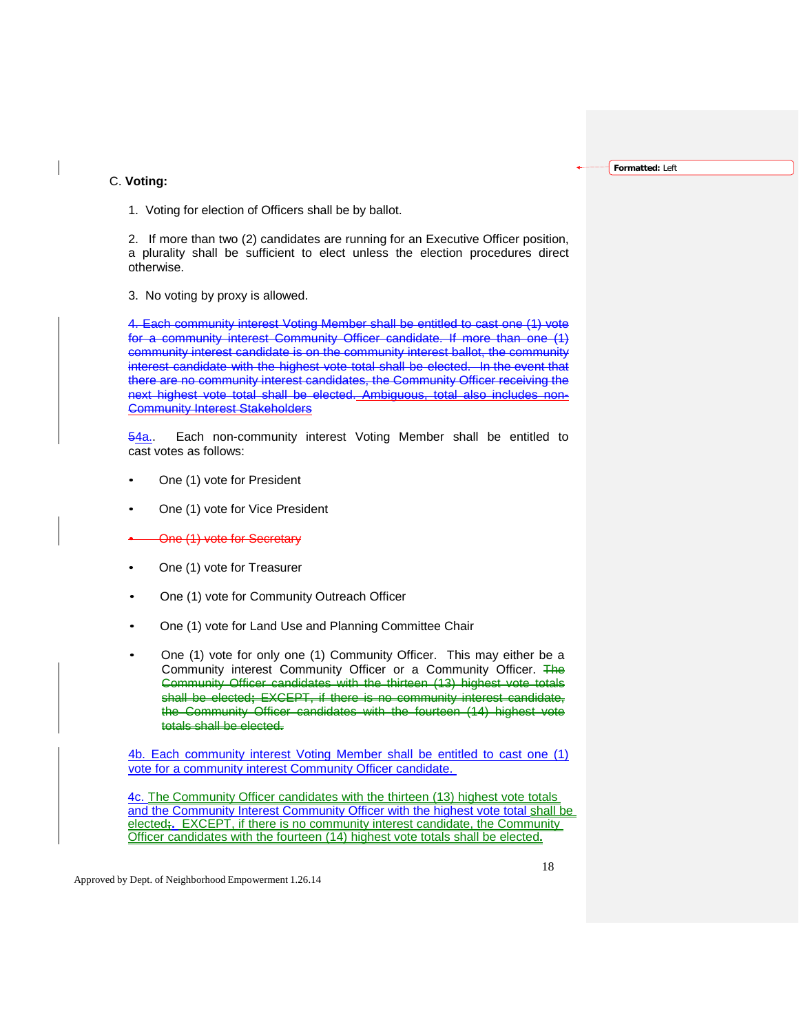C. **Voting:**

1. Voting for election of Officers shall be by ballot.

2. If more than two (2) candidates are running for an Executive Officer position, a plurality shall be sufficient to elect unless the election procedures direct otherwise.

3. No voting by proxy is allowed.

~~4. Each community interest Voting Member shall be entitled to cast one (1) vote for a community interest Community Officer candidate. If more than one (1) community interest candidate is on the community interest ballot, the community interest candidate with the highest vote total shall be elected. In the event that there are no community interest candidates, the Community Officer receiving the next highest vote total shall be elected.~~ Ambiguous, total also includes non-Community Interest Stakeholders

~~5~~4a.. Each non-community interest Voting Member shall be entitled to cast votes as follows:

- One (1) vote for President
- One (1) vote for Vice President
- ~~One (1) vote for Secretary~~
- One (1) vote for Treasurer
- One (1) vote for Community Outreach Officer
- One (1) vote for Land Use and Planning Committee Chair
- One (1) vote for only one (1) Community Officer. This may either be a Community interest Community Officer or a Community Officer. ~~The Community Officer candidates with the thirteen (13) highest vote totals shall be elected; EXCEPT, if there is no community interest candidate, the Community Officer candidates with the fourteen (14) highest vote totals shall be elected.~~

4b. Each community interest Voting Member shall be entitled to cast one (1) vote for a community interest Community Officer candidate.

4c. The Community Officer candidates with the thirteen (13) highest vote totals and the Community Interest Community Officer with the highest vote total shall be elected~~;~~. EXCEPT, if there is no community interest candidate, the Community Officer candidates with the fourteen (14) highest vote totals shall be elected.

Approved by Dept. of Neighborhood Empowerment 1.26.14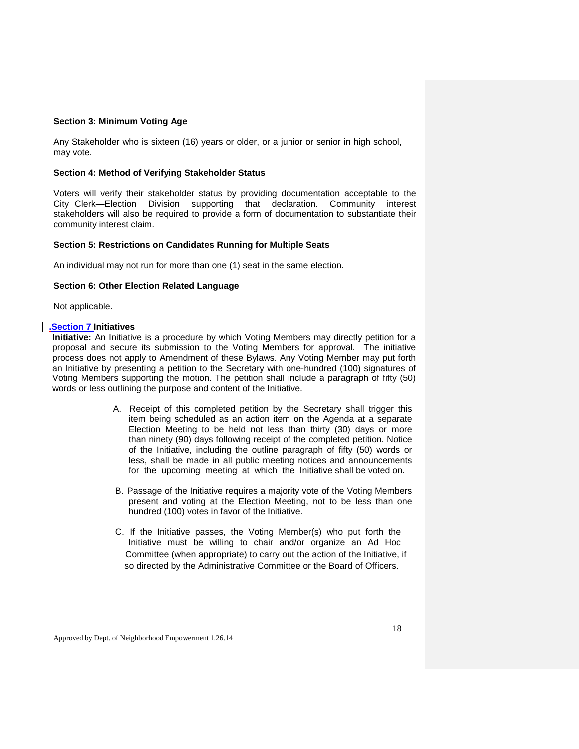**Section 3: Minimum Voting Age**

Any Stakeholder who is sixteen (16) years or older, or a junior or senior in high school, may vote.

**Section 4: Method of Verifying Stakeholder Status**

Voters will verify their stakeholder status by providing documentation acceptable to the City Clerk—Election Division supporting that declaration. Community interest stakeholders will also be required to provide a form of documentation to substantiate their community interest claim.

**Section 5: Restrictions on Candidates Running for Multiple Seats**

An individual may not run for more than one (1) seat in the same election.

**Section 6: Other Election Related Language**

Not applicable.

**Section 7 Initiatives**

**Initiative:** An Initiative is a procedure by which Voting Members may directly petition for a proposal and secure its submission to the Voting Members for approval. The initiative process does not apply to Amendment of these Bylaws. Any Voting Member may put forth an Initiative by presenting a petition to the Secretary with one-hundred (100) signatures of Voting Members supporting the motion. The petition shall include a paragraph of fifty (50) words or less outlining the purpose and content of the Initiative.

A. Receipt of this completed petition by the Secretary shall trigger this item being scheduled as an action item on the Agenda at a separate Election Meeting to be held not less than thirty (30) days or more than ninety (90) days following receipt of the completed petition. Notice of the Initiative, including the outline paragraph of fifty (50) words or less, shall be made in all public meeting notices and announcements for the upcoming meeting at which the Initiative shall be voted on.

B. Passage of the Initiative requires a majority vote of the Voting Members present and voting at the Election Meeting, not to be less than one hundred (100) votes in favor of the Initiative.

C. If the Initiative passes, the Voting Member(s) who put forth the Initiative must be willing to chair and/or organize an Ad Hoc Committee (when appropriate) to carry out the action of the Initiative, if so directed by the Administrative Committee or the Board of Officers.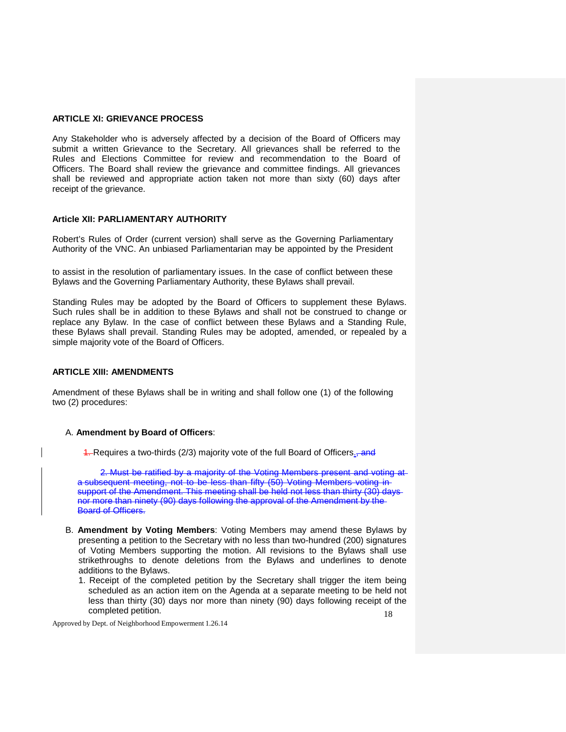### ARTICLE XI: GRIEVANCE PROCESS

Any Stakeholder who is adversely affected by a decision of the Board of Officers may submit a written Grievance to the Secretary. All grievances shall be referred to the Rules and Elections Committee for review and recommendation to the Board of Officers. The Board shall review the grievance and committee findings. All grievances shall be reviewed and appropriate action taken not more than sixty (60) days after receipt of the grievance.

### Article XII: PARLIAMENTARY AUTHORITY

Robert's Rules of Order (current version) shall serve as the Governing Parliamentary Authority of the VNC. An unbiased Parliamentarian may be appointed by the President to assist in the resolution of parliamentary issues. In the case of conflict between these Bylaws and the Governing Parliamentary Authority, these Bylaws shall prevail.

Standing Rules may be adopted by the Board of Officers to supplement these Bylaws. Such rules shall be in addition to these Bylaws and shall not be construed to change or replace any Bylaw. In the case of conflict between these Bylaws and a Standing Rule, these Bylaws shall prevail. Standing Rules may be adopted, amended, or repealed by a simple majority vote of the Board of Officers.

### ARTICLE XIII: AMENDMENTS

Amendment of these Bylaws shall be in writing and shall follow one (1) of the following two (2) procedures:

A. **Amendment by Board of Officers**:

~~1.~~ Requires a two-thirds (2/3) majority vote of the full Board of Officers<u>.</u>~~, and~~

~~2. Must be ratified by a majority of the Voting Members present and voting at a subsequent meeting, not to be less than fifty (50) Voting Members voting in support of the Amendment. This meeting shall be held not less than thirty (30) days nor more than ninety (90) days following the approval of the Amendment by the Board of Officers.~~

B. **Amendment by Voting Members**: Voting Members may amend these Bylaws by presenting a petition to the Secretary with no less than two-hundred (200) signatures of Voting Members supporting the motion. All revisions to the Bylaws shall use strikethroughs to denote deletions from the Bylaws and underlines to denote additions to the Bylaws.

1. Receipt of the completed petition by the Secretary shall trigger the item being scheduled as an action item on the Agenda at a separate meeting to be held not less than thirty (30) days nor more than ninety (90) days following receipt of the completed petition.

Approved by Dept. of Neighborhood Empowerment 1.26.14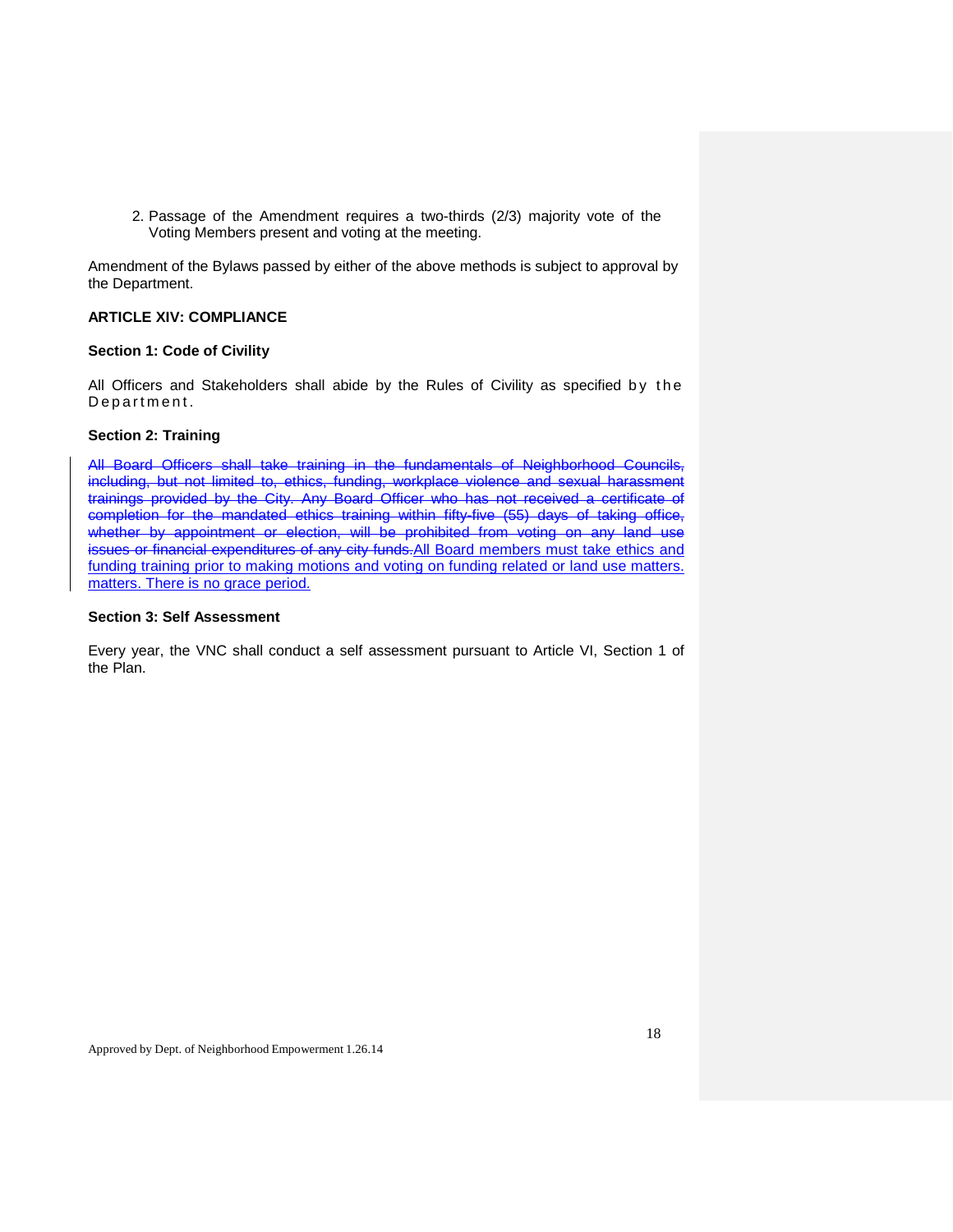2. Passage of the Amendment requires a two-thirds (2/3) majority vote of the Voting Members present and voting at the meeting.

Amendment of the Bylaws passed by either of the above methods is subject to approval by the Department.

**ARTICLE XIV: COMPLIANCE**

**Section 1: Code of Civility**

All Officers and Stakeholders shall abide by the Rules of Civility as specified by the Department.

**Section 2: Training**

~~All Board Officers shall take training in the fundamentals of Neighborhood Councils, including, but not limited to, ethics, funding, workplace violence and sexual harassment trainings provided by the City. Any Board Officer who has not received a certificate of completion for the mandated ethics training within fifty-five (55) days of taking office, whether by appointment or election, will be prohibited from voting on any land use issues or financial expenditures of any city funds.~~All Board members must take ethics and funding training prior to making motions and voting on funding related or land use matters. matters. There is no grace period.

**Section 3: Self Assessment**

Every year, the VNC shall conduct a self assessment pursuant to Article VI, Section 1 of the Plan.

Approved by Dept. of Neighborhood Empowerment 1.26.14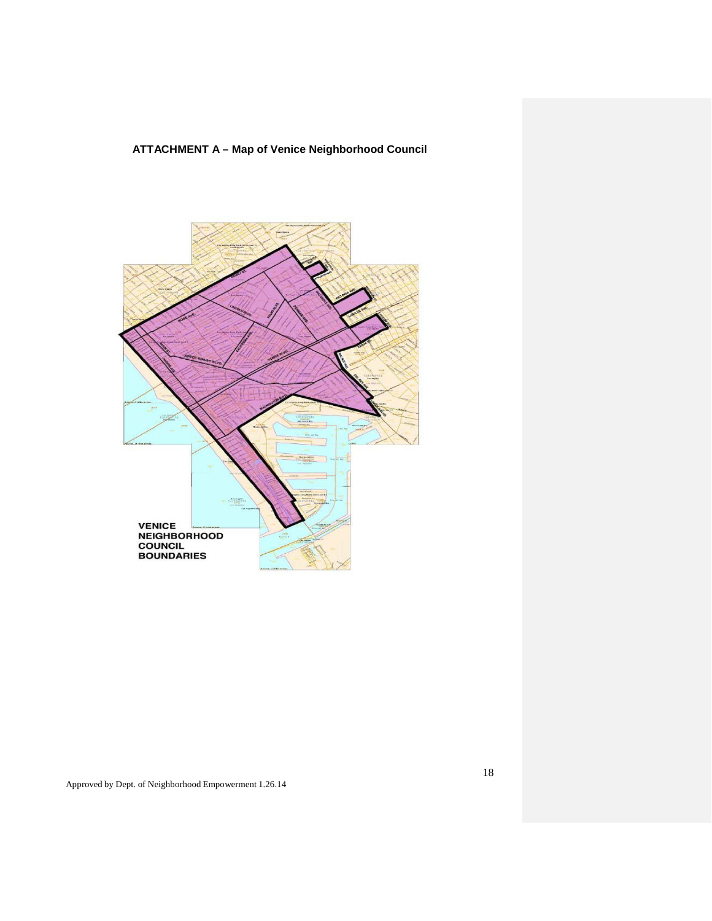**ATTACHMENT A – Map of Venice Neighborhood Council**

VENICE NEIGHBORHOOD COUNCIL BOUNDARIES

Approved by Dept. of Neighborhood Empowerment 1.26.14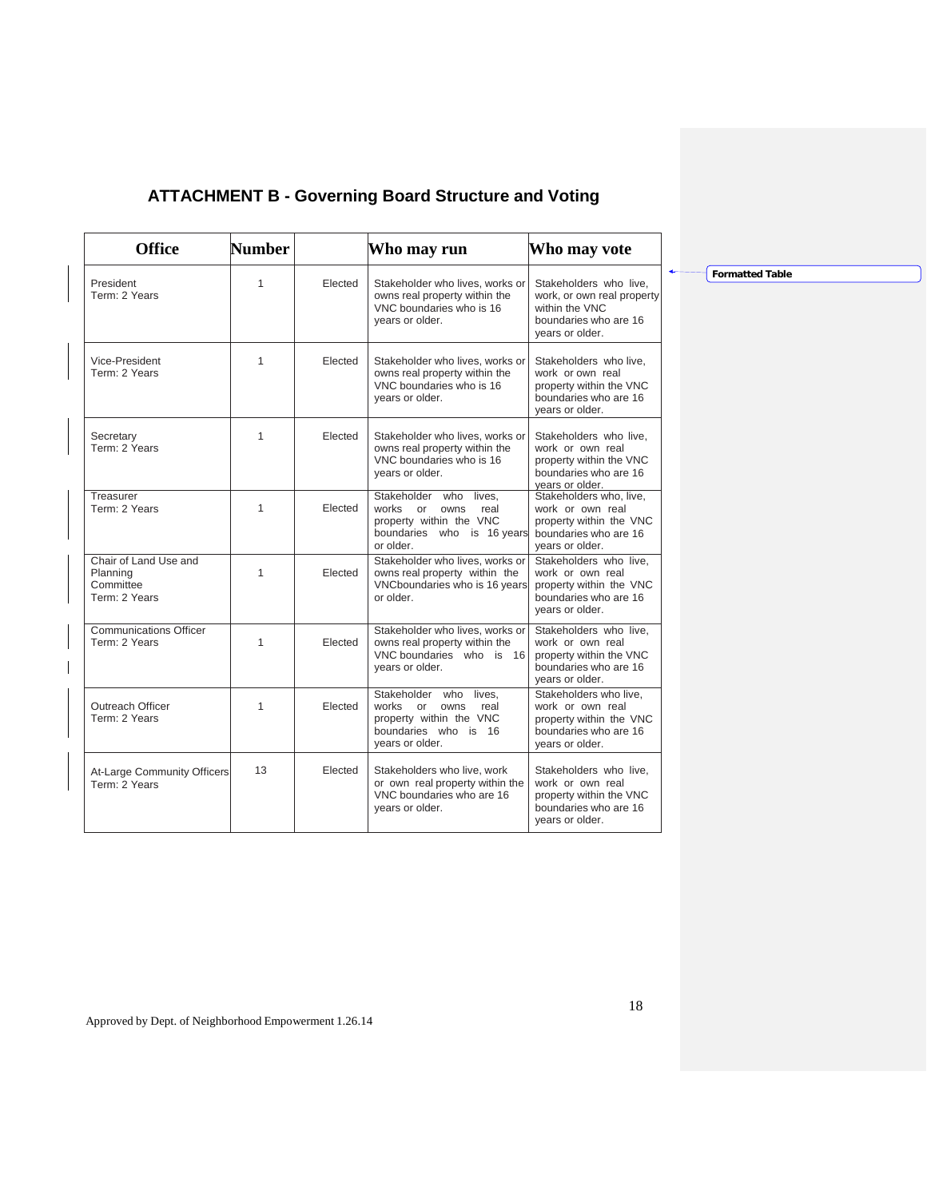## ATTACHMENT B - Governing Board Structure and Voting

| Office | Number | | Who may run | Who may vote |
|---|---|---|---|---|
| President<br>Term: 2 Years | 1 | Elected | Stakeholder who lives, works or owns real property within the VNC boundaries who is 16 years or older. | Stakeholders who live, work, or own real property within the VNC boundaries who are 16 years or older. |
| Vice-President<br>Term: 2 Years | 1 | Elected | Stakeholder who lives, works or owns real property within the VNC boundaries who is 16 years or older. | Stakeholders who live, work or own real property within the VNC boundaries who are 16 years or older. |
| Secretary<br>Term: 2 Years | 1 | Elected | Stakeholder who lives, works or owns real property within the VNC boundaries who is 16 years or older. | Stakeholders who live, work or own real property within the VNC boundaries who are 16 years or older. |
| Treasurer<br>Term: 2 Years | 1 | Elected | Stakeholder who lives, works or owns real property within the VNC boundaries who is 16 years or older. | Stakeholders who, live, work or own real property within the VNC boundaries who are 16 years or older. |
| Chair of Land Use and Planning Committee<br>Term: 2 Years | 1 | Elected | Stakeholder who lives, works or owns real property within the VNCboundaries who is 16 years or older. | Stakeholders who live, work or own real property within the VNC boundaries who are 16 years or older. |
| Communications Officer<br>Term: 2 Years | 1 | Elected | Stakeholder who lives, works or owns real property within the VNC boundaries who is 16 years or older. | Stakeholders who live, work or own real property within the VNC boundaries who are 16 years or older. |
| Outreach Officer<br>Term: 2 Years | 1 | Elected | Stakeholder who lives, works or owns real property within the VNC boundaries who is 16 years or older. | Stakeholders who live, work or own real property within the VNC boundaries who are 16 years or older. |
| At-Large Community Officers<br>Term: 2 Years | 13 | Elected | Stakeholders who live, work or own real property within the VNC boundaries who are 16 years or older. | Stakeholders who live, work or own real property within the VNC boundaries who are 16 years or older. |

Approved by Dept. of Neighborhood Empowerment 1.26.14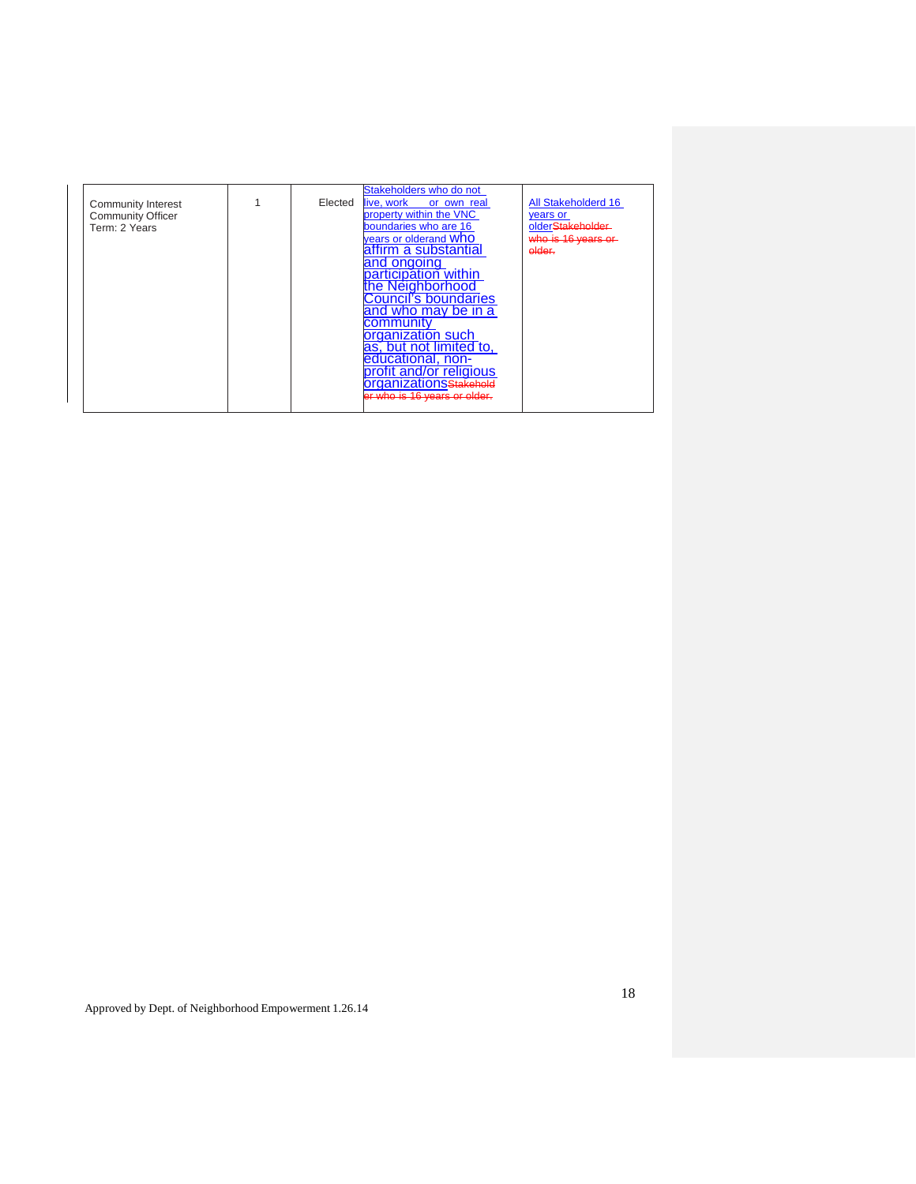| | | | | |
|---|---|---|---|---|
| Community Interest Community Officer Term: 2 Years | 1 | Elected | Stakeholders who do not live, work or own real property within the VNC boundaries who are 16 years or olderand who affirm a substantial and ongoing participation within the Neighborhood Council's boundaries and who may be in a community organization such as, but not limited to, educational, non-profit and/or religious organizationsStakeholder who is 16 years or older. | All Stakeholderd 16 years or olderStakeholder who is 16 years or older. |

Approved by Dept. of Neighborhood Empowerment 1.26.14